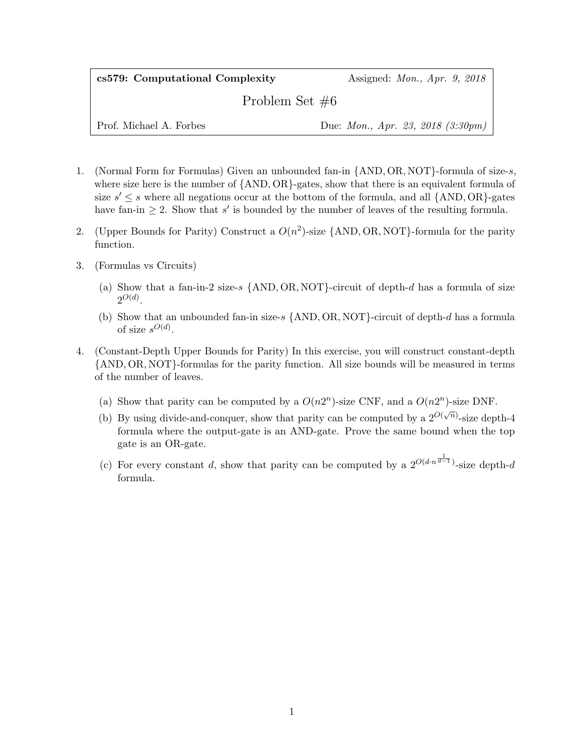**cs579: Computational Complexity** Assigned: *Mon., Apr. 9, 2018*

# Problem Set #6

Prof. Michael A. Forbes Due: *Mon., Apr. 23, 2018 (3:30pm)*

1. (Normal Form for Formulas) Given an unbounded fan-in {AND, OR, NOT}-formula of size-$s$, where size here is the number of {AND, OR}-gates, show that there is an equivalent formula of size $s' \leq s$ where all negations occur at the bottom of the formula, and all {AND, OR}-gates have fan-in $\geq 2$. Show that $s'$ is bounded by the number of leaves of the resulting formula.

2. (Upper Bounds for Parity) Construct a $O(n^2)$-size {AND, OR, NOT}-formula for the parity function.

3. (Formulas vs Circuits)

   (a) Show that a fan-in-2 size-$s$ {AND, OR, NOT}-circuit of depth-$d$ has a formula of size $2^{O(d)}$.

   (b) Show that an unbounded fan-in size-$s$ {AND, OR, NOT}-circuit of depth-$d$ has a formula of size $s^{O(d)}$.

4. (Constant-Depth Upper Bounds for Parity) In this exercise, you will construct constant-depth {AND, OR, NOT}-formulas for the parity function. All size bounds will be measured in terms of the number of leaves.

   (a) Show that parity can be computed by a $O(n2^n)$-size CNF, and a $O(n2^n)$-size DNF.

   (b) By using divide-and-conquer, show that parity can be computed by a $2^{O(\sqrt{n})}$-size depth-4 formula where the output-gate is an AND-gate. Prove the same bound when the top gate is an OR-gate.

   (c) For every constant $d$, show that parity can be computed by a $2^{O(d \cdot n^{\frac{1}{d-1}})}$-size depth-$d$ formula.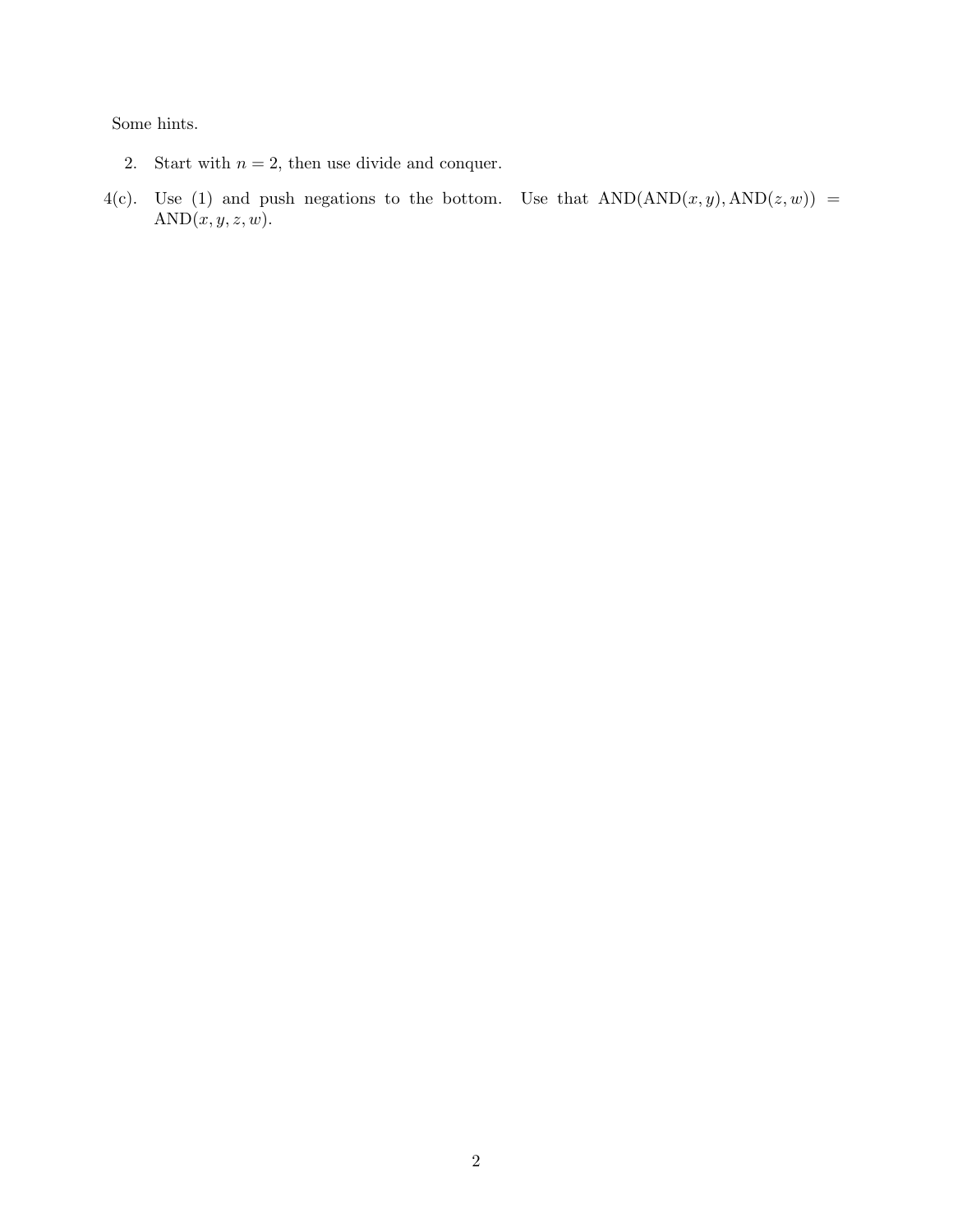Some hints.

2. Start with $n = 2$, then use divide and conquer.

4(c). Use (1) and push negations to the bottom. Use that $\text{AND}(\text{AND}(x, y), \text{AND}(z, w)) = \text{AND}(x, y, z, w)$.